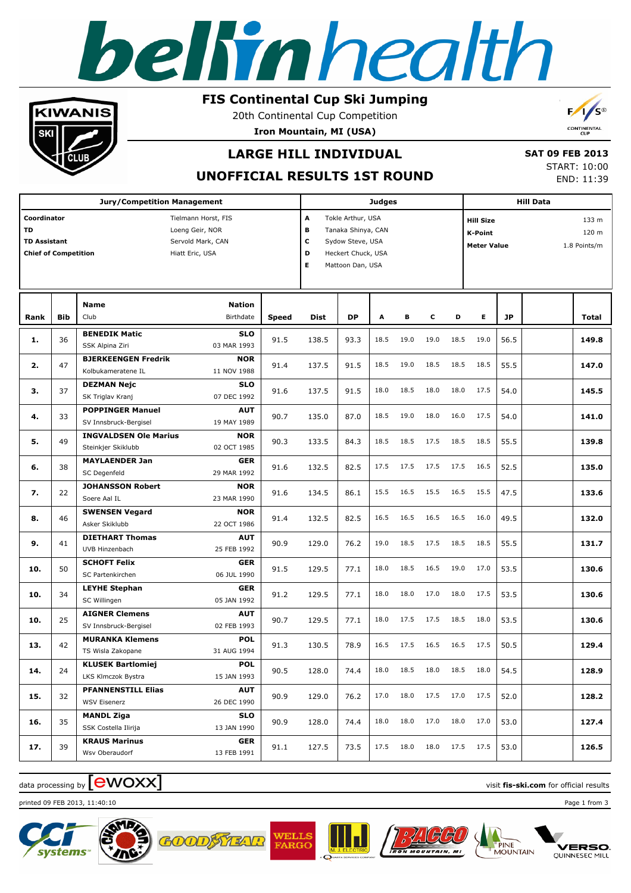# FIS Continental Cup Ski Jumping

20th Continental Cup Competition

**Iron Mountain, MI (USA)**

## LARGE HILL INDIVIDUAL

## UNOFFICIAL RESULTS 1ST ROUND

**SAT 09 FEB 2013**
START: 10:00
END: 11:39

| Jury/Competition Management | | Judges | | Hill Data | |
|---|---|---|---|---|---|
| **Coordinator** | Tielmann Horst, FIS | **A** | Tokle Arthur, USA | **Hill Size** | 133 m |
| **TD** | Loeng Geir, NOR | **B** | Tanaka Shinya, CAN | **K-Point** | 120 m |
| **TD Assistant** | Servold Mark, CAN | **C** | Sydow Steve, USA | **Meter Value** | 1.8 Points/m |
| **Chief of Competition** | Hiatt Eric, USA | **D** | Heckert Chuck, USA | | |
| | | **E** | Mattoon Dan, USA | | |

| Rank | Bib | Name / Club | Nation / Birthdate | Speed | Dist | DP | A | B | C | D | E | JP | Total |
|---|---|---|---|---|---|---|---|---|---|---|---|---|---|
| **1.** | 36 | **BENEDIK Matic** / SSK Alpina Ziri | **SLO** / 03 MAR 1993 | 91.5 | 138.5 | 93.3 | 18.5 | 19.0 | 19.0 | 18.5 | 19.0 | 56.5 | **149.8** |
| **2.** | 47 | **BJERKEENGEN Fredrik** / Kolbukameratene IL | **NOR** / 11 NOV 1988 | 91.4 | 137.5 | 91.5 | 18.5 | 19.0 | 18.5 | 18.5 | 18.5 | 55.5 | **147.0** |
| **3.** | 37 | **DEZMAN Nejc** / SK Triglav Kranj | **SLO** / 07 DEC 1992 | 91.6 | 137.5 | 91.5 | 18.0 | 18.5 | 18.0 | 18.0 | 17.5 | 54.0 | **145.5** |
| **4.** | 33 | **POPPINGER Manuel** / SV Innsbruck-Bergisel | **AUT** / 19 MAY 1989 | 90.7 | 135.0 | 87.0 | 18.5 | 19.0 | 18.0 | 16.0 | 17.5 | 54.0 | **141.0** |
| **5.** | 49 | **INGVALDSEN Ole Marius** / Steinkjer Skiklubb | **NOR** / 02 OCT 1985 | 90.3 | 133.5 | 84.3 | 18.5 | 18.5 | 17.5 | 18.5 | 18.5 | 55.5 | **139.8** |
| **6.** | 38 | **MAYLAENDER Jan** / SC Degenfeld | **GER** / 29 MAR 1992 | 91.6 | 132.5 | 82.5 | 17.5 | 17.5 | 17.5 | 17.5 | 16.5 | 52.5 | **135.0** |
| **7.** | 22 | **JOHANSSON Robert** / Soere Aal IL | **NOR** / 23 MAR 1990 | 91.6 | 134.5 | 86.1 | 15.5 | 16.5 | 15.5 | 16.5 | 15.5 | 47.5 | **133.6** |
| **8.** | 46 | **SWENSEN Vegard** / Asker Skiklubb | **NOR** / 22 OCT 1986 | 91.4 | 132.5 | 82.5 | 16.5 | 16.5 | 16.5 | 16.5 | 16.0 | 49.5 | **132.0** |
| **9.** | 41 | **DIETHART Thomas** / UVB Hinzenbach | **AUT** / 25 FEB 1992 | 90.9 | 129.0 | 76.2 | 19.0 | 18.5 | 17.5 | 18.5 | 18.5 | 55.5 | **131.7** |
| **10.** | 50 | **SCHOFT Felix** / SC Partenkirchen | **GER** / 06 JUL 1990 | 91.5 | 129.5 | 77.1 | 18.0 | 18.5 | 16.5 | 19.0 | 17.0 | 53.5 | **130.6** |
| **10.** | 34 | **LEYHE Stephan** / SC Willingen | **GER** / 05 JAN 1992 | 91.2 | 129.5 | 77.1 | 18.0 | 18.0 | 17.0 | 18.0 | 17.5 | 53.5 | **130.6** |
| **10.** | 25 | **AIGNER Clemens** / SV Innsbruck-Bergisel | **AUT** / 02 FEB 1993 | 90.7 | 129.5 | 77.1 | 18.0 | 17.5 | 17.5 | 18.5 | 18.0 | 53.5 | **130.6** |
| **13.** | 42 | **MURANKA Klemens** / TS Wisla Zakopane | **POL** / 31 AUG 1994 | 91.3 | 130.5 | 78.9 | 16.5 | 17.5 | 16.5 | 16.5 | 17.5 | 50.5 | **129.4** |
| **14.** | 24 | **KLUSEK Bartlomiej** / LKS Klmczok Bystra | **POL** / 15 JAN 1993 | 90.5 | 128.0 | 74.4 | 18.0 | 18.5 | 18.0 | 18.5 | 18.0 | 54.5 | **128.9** |
| **15.** | 32 | **PFANNENSTILL Elias** / WSV Eisenerz | **AUT** / 26 DEC 1990 | 90.9 | 129.0 | 76.2 | 17.0 | 18.0 | 17.5 | 17.0 | 17.5 | 52.0 | **128.2** |
| **16.** | 35 | **MANDL Ziga** / SSK Costella Ilirija | **SLO** / 13 JAN 1990 | 90.9 | 128.0 | 74.4 | 18.0 | 18.0 | 17.0 | 18.0 | 17.0 | 53.0 | **127.4** |
| **17.** | 39 | **KRAUS Marinus** / Wsv Oberaudorf | **GER** / 13 FEB 1991 | 91.1 | 127.5 | 73.5 | 17.5 | 18.0 | 18.0 | 17.5 | 17.5 | 53.0 | **126.5** |

data processing by ewoxx — visit **fis-ski.com** for official results

printed 09 FEB 2013, 11:40:10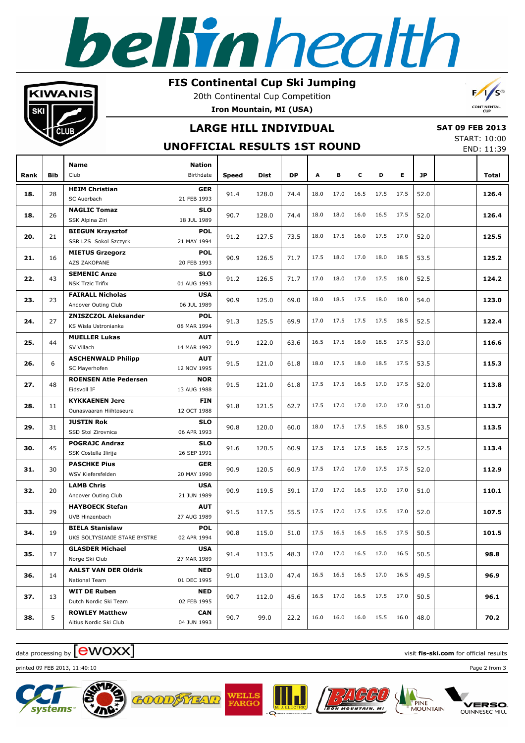# FIS Continental Cup Ski Jumping

20th Continental Cup Competition

**Iron Mountain, MI (USA)**

## LARGE HILL INDIVIDUAL

**SAT 09 FEB 2013**

START: 10:00

END: 11:39

## UNOFFICIAL RESULTS 1ST ROUND

| Rank | Bib | Name / Club | Nation / Birthdate | Speed | Dist | DP | A | B | C | D | E | JP | | Total |
|---|---|---|---|---|---|---|---|---|---|---|---|---|---|---|
| 18. | 28 | **HEIM Christian** SC Auerbach | **GER** 21 FEB 1993 | 91.4 | 128.0 | 74.4 | 18.0 | 17.0 | 16.5 | 17.5 | 17.5 | 52.0 | | **126.4** |
| 18. | 26 | **NAGLIC Tomaz** SSK Alpina Ziri | **SLO** 18 JUL 1989 | 90.7 | 128.0 | 74.4 | 18.0 | 18.0 | 16.0 | 16.5 | 17.5 | 52.0 | | **126.4** |
| 20. | 21 | **BIEGUN Krzysztof** SSR LZS Sokol Szczyrk | **POL** 21 MAY 1994 | 91.2 | 127.5 | 73.5 | 18.0 | 17.5 | 16.0 | 17.5 | 17.0 | 52.0 | | **125.5** |
| 21. | 16 | **MIETUS Grzegorz** AZS ZAKOPANE | **POL** 20 FEB 1993 | 90.9 | 126.5 | 71.7 | 17.5 | 18.0 | 17.0 | 18.0 | 18.5 | 53.5 | | **125.2** |
| 22. | 43 | **SEMENIC Anze** NSK Trzic Trifix | **SLO** 01 AUG 1993 | 91.2 | 126.5 | 71.7 | 17.0 | 18.0 | 17.0 | 17.5 | 18.0 | 52.5 | | **124.2** |
| 23. | 23 | **FAIRALL Nicholas** Andover Outing Club | **USA** 06 JUL 1989 | 90.9 | 125.0 | 69.0 | 18.0 | 18.5 | 17.5 | 18.0 | 18.0 | 54.0 | | **123.0** |
| 24. | 27 | **ZNISZCZOL Aleksander** KS Wisla Ustronianka | **POL** 08 MAR 1994 | 91.3 | 125.5 | 69.9 | 17.0 | 17.5 | 17.5 | 17.5 | 18.5 | 52.5 | | **122.4** |
| 25. | 44 | **MUELLER Lukas** SV Villach | **AUT** 14 MAR 1992 | 91.9 | 122.0 | 63.6 | 16.5 | 17.5 | 18.0 | 18.5 | 17.5 | 53.0 | | **116.6** |
| 26. | 6 | **ASCHENWALD Philipp** SC Mayerhofen | **AUT** 12 NOV 1995 | 91.5 | 121.0 | 61.8 | 18.0 | 17.5 | 18.0 | 18.5 | 17.5 | 53.5 | | **115.3** |
| 27. | 48 | **ROENSEN Atle Pedersen** Eidsvoll IF | **NOR** 13 AUG 1988 | 91.5 | 121.0 | 61.8 | 17.5 | 17.5 | 16.5 | 17.0 | 17.5 | 52.0 | | **113.8** |
| 28. | 11 | **KYKKAENEN Jere** Ounasvaaran Hiihtoseura | **FIN** 12 OCT 1988 | 91.8 | 121.5 | 62.7 | 17.5 | 17.0 | 17.0 | 17.0 | 17.0 | 51.0 | | **113.7** |
| 29. | 31 | **JUSTIN Rok** SSD Stol Zirovnica | **SLO** 06 APR 1993 | 90.8 | 120.0 | 60.0 | 18.0 | 17.5 | 17.5 | 18.5 | 18.0 | 53.5 | | **113.5** |
| 30. | 45 | **POGRAJC Andraz** SSK Costella Ilirija | **SLO** 26 SEP 1991 | 91.6 | 120.5 | 60.9 | 17.5 | 17.5 | 17.5 | 18.5 | 17.5 | 52.5 | | **113.4** |
| 31. | 30 | **PASCHKE Pius** WSV Kiefersfelden | **GER** 20 MAY 1990 | 90.9 | 120.5 | 60.9 | 17.5 | 17.0 | 17.0 | 17.5 | 17.5 | 52.0 | | **112.9** |
| 32. | 20 | **LAMB Chris** Andover Outing Club | **USA** 21 JUN 1989 | 90.9 | 119.5 | 59.1 | 17.0 | 17.0 | 16.5 | 17.0 | 17.0 | 51.0 | | **110.1** |
| 33. | 29 | **HAYBOECK Stefan** UVB Hinzenbach | **AUT** 27 AUG 1989 | 91.5 | 117.5 | 55.5 | 17.5 | 17.0 | 17.5 | 17.5 | 17.0 | 52.0 | | **107.5** |
| 34. | 19 | **BIELA Stanislaw** UKS SOLTYSIANIE STARE BYSTRE | **POL** 02 APR 1994 | 90.8 | 115.0 | 51.0 | 17.5 | 16.5 | 16.5 | 16.5 | 17.5 | 50.5 | | **101.5** |
| 35. | 17 | **GLASDER Michael** Norge Ski Club | **USA** 27 MAR 1989 | 91.4 | 113.5 | 48.3 | 17.0 | 17.0 | 16.5 | 17.0 | 16.5 | 50.5 | | **98.8** |
| 36. | 14 | **AALST VAN DER Oldrik** National Team | **NED** 01 DEC 1995 | 91.0 | 113.0 | 47.4 | 16.5 | 16.5 | 16.5 | 17.0 | 16.5 | 49.5 | | **96.9** |
| 37. | 13 | **WIT DE Ruben** Dutch Nordic Ski Team | **NED** 02 FEB 1995 | 90.7 | 112.0 | 45.6 | 16.5 | 17.0 | 16.5 | 17.5 | 17.0 | 50.5 | | **96.1** |
| 38. | 5 | **ROWLEY Matthew** Altius Nordic Ski Club | **CAN** 04 JUN 1993 | 90.7 | 99.0 | 22.2 | 16.0 | 16.0 | 16.0 | 15.5 | 16.0 | 48.0 | | **70.2** |

data processing by ewoxx — visit **fis-ski.com** for official results

printed 09 FEB 2013, 11:40:10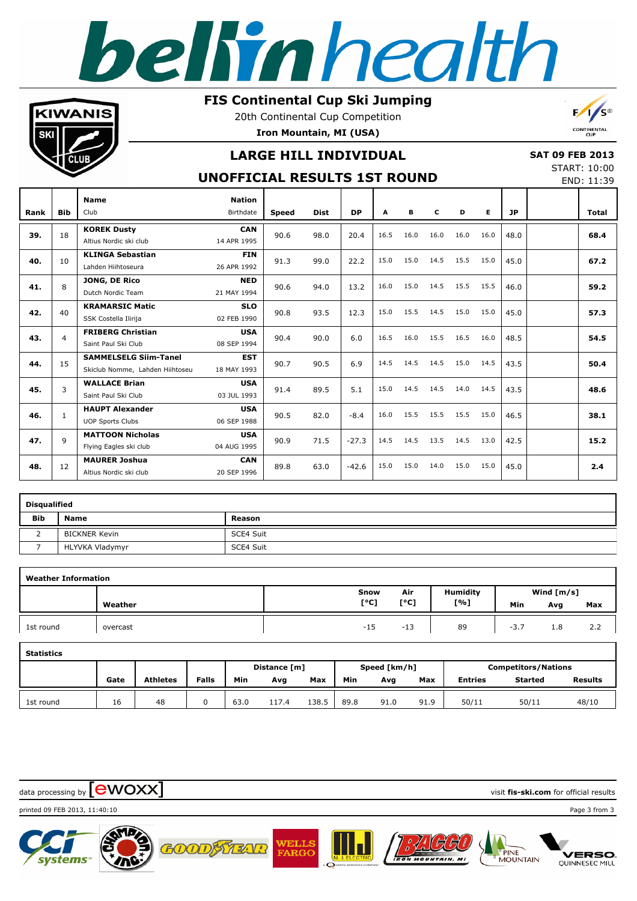# FIS Continental Cup Ski Jumping

20th Continental Cup Competition

**Iron Mountain, MI (USA)**

## LARGE HILL INDIVIDUAL

## UNOFFICIAL RESULTS 1ST ROUND

**SAT 09 FEB 2013**

START: 10:00

END: 11:39

| Rank | Bib | Name / Club | Nation / Birthdate | Speed | Dist | DP | A | B | C | D | E | JP | | Total |
|---|---|---|---|---|---|---|---|---|---|---|---|---|---|---|
| **39.** | 18 | **KOREK Dusty** Altius Nordic ski club | **CAN** 14 APR 1995 | 90.6 | 98.0 | 20.4 | 16.5 | 16.0 | 16.0 | 16.0 | 16.0 | 48.0 | | **68.4** |
| **40.** | 10 | **KLINGA Sebastian** Lahden Hiihtoseura | **FIN** 26 APR 1992 | 91.3 | 99.0 | 22.2 | 15.0 | 15.0 | 14.5 | 15.5 | 15.0 | 45.0 | | **67.2** |
| **41.** | 8 | **JONG, DE Rico** Dutch Nordic Team | **NED** 21 MAY 1994 | 90.6 | 94.0 | 13.2 | 16.0 | 15.0 | 14.5 | 15.5 | 15.5 | 46.0 | | **59.2** |
| **42.** | 40 | **KRAMARSIC Matic** SSK Costella Ilirija | **SLO** 02 FEB 1990 | 90.8 | 93.5 | 12.3 | 15.0 | 15.5 | 14.5 | 15.0 | 15.0 | 45.0 | | **57.3** |
| **43.** | 4 | **FRIBERG Christian** Saint Paul Ski Club | **USA** 08 SEP 1994 | 90.4 | 90.0 | 6.0 | 16.5 | 16.0 | 15.5 | 16.5 | 16.0 | 48.5 | | **54.5** |
| **44.** | 15 | **SAMMELSELG Siim-Tanel** Skiclub Nomme, Lahden Hiihtoseu | **EST** 18 MAY 1993 | 90.7 | 90.5 | 6.9 | 14.5 | 14.5 | 14.5 | 15.0 | 14.5 | 43.5 | | **50.4** |
| **45.** | 3 | **WALLACE Brian** Saint Paul Ski Club | **USA** 03 JUL 1993 | 91.4 | 89.5 | 5.1 | 15.0 | 14.5 | 14.5 | 14.0 | 14.5 | 43.5 | | **48.6** |
| **46.** | 1 | **HAUPT Alexander** UOP Sports Clubs | **USA** 06 SEP 1988 | 90.5 | 82.0 | -8.4 | 16.0 | 15.5 | 15.5 | 15.5 | 15.0 | 46.5 | | **38.1** |
| **47.** | 9 | **MATTOON Nicholas** Flying Eagles ski club | **USA** 04 AUG 1995 | 90.9 | 71.5 | -27.3 | 14.5 | 14.5 | 13.5 | 14.5 | 13.0 | 42.5 | | **15.2** |
| **48.** | 12 | **MAURER Joshua** Altius Nordic ski club | **CAN** 20 SEP 1996 | 89.8 | 63.0 | -42.6 | 15.0 | 15.0 | 14.0 | 15.0 | 15.0 | 45.0 | | **2.4** |

**Disqualified**

| Bib | Name | Reason |
|---|---|---|
| 2 | BICKNER Kevin | SCE4 Suit |
| 7 | HLYVKA Vladymyr | SCE4 Suit |

**Weather Information**

| | Weather | Snow [°C] | Air [°C] | Humidity [%] | Wind [m/s] Min | Avg | Max |
|---|---|---|---|---|---|---|---|
| 1st round | overcast | -15 | -13 | 89 | -3.7 | 1.8 | 2.2 |

**Statistics**

| | Gate | Athletes | Falls | Distance [m] | | | Speed [km/h] | | | Competitors/Nations | | |
|---|---|---|---|---|---|---|---|---|---|---|---|---|
| | | | | Min | Avg | Max | Min | Avg | Max | Entries | Started | Results |
| 1st round | 16 | 48 | 0 | 63.0 | 117.4 | 138.5 | 89.8 | 91.0 | 91.9 | 50/11 | 50/11 | 48/10 |

data processing by ewoxx

visit **fis-ski.com** for official results

printed 09 FEB 2013, 11:40:10